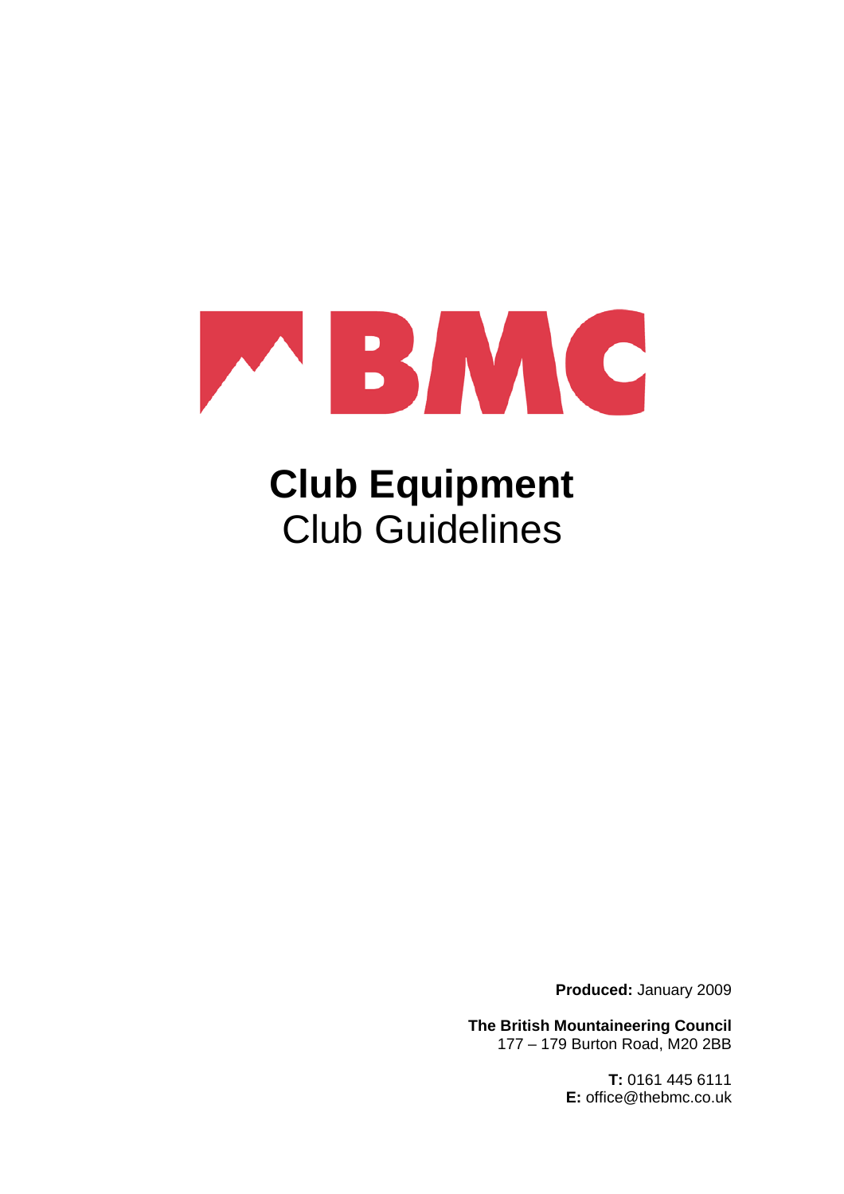# Club Equipment

Club Guidelines

**Produced:** January 2009

**The British Mountaineering Council**
177 – 179 Burton Road, M20 2BB

**T:** 0161 445 6111
**E:** office@thebmc.co.uk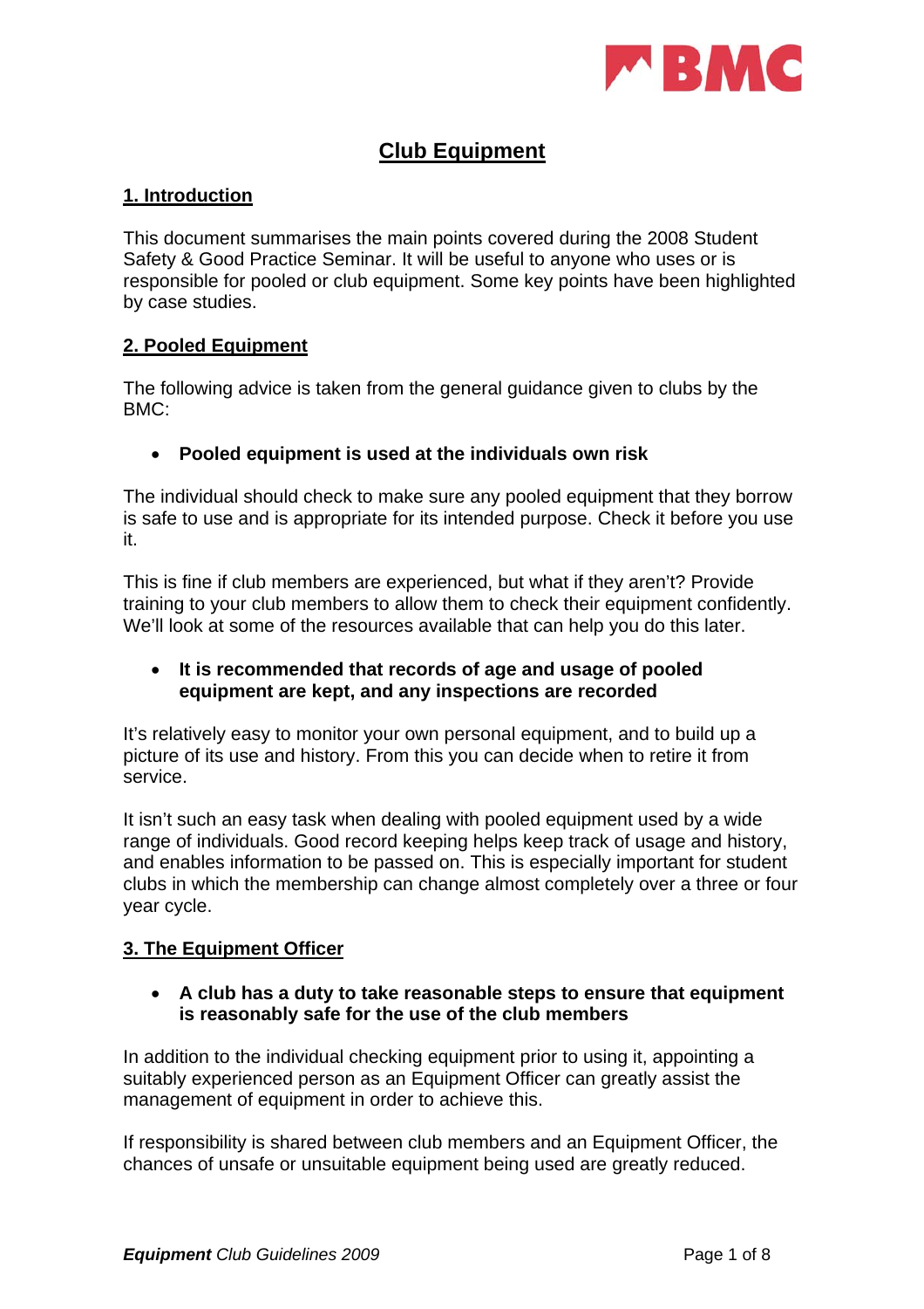# Club Equipment

## 1. Introduction

This document summarises the main points covered during the 2008 Student Safety & Good Practice Seminar. It will be useful to anyone who uses or is responsible for pooled or club equipment. Some key points have been highlighted by case studies.

## 2. Pooled Equipment

The following advice is taken from the general guidance given to clubs by the BMC:

- **Pooled equipment is used at the individuals own risk**

The individual should check to make sure any pooled equipment that they borrow is safe to use and is appropriate for its intended purpose. Check it before you use it.

This is fine if club members are experienced, but what if they aren't? Provide training to your club members to allow them to check their equipment confidently. We'll look at some of the resources available that can help you do this later.

- **It is recommended that records of age and usage of pooled equipment are kept, and any inspections are recorded**

It's relatively easy to monitor your own personal equipment, and to build up a picture of its use and history. From this you can decide when to retire it from service.

It isn't such an easy task when dealing with pooled equipment used by a wide range of individuals. Good record keeping helps keep track of usage and history, and enables information to be passed on. This is especially important for student clubs in which the membership can change almost completely over a three or four year cycle.

## 3. The Equipment Officer

- **A club has a duty to take reasonable steps to ensure that equipment is reasonably safe for the use of the club members**

In addition to the individual checking equipment prior to using it, appointing a suitably experienced person as an Equipment Officer can greatly assist the management of equipment in order to achieve this.

If responsibility is shared between club members and an Equipment Officer, the chances of unsafe or unsuitable equipment being used are greatly reduced.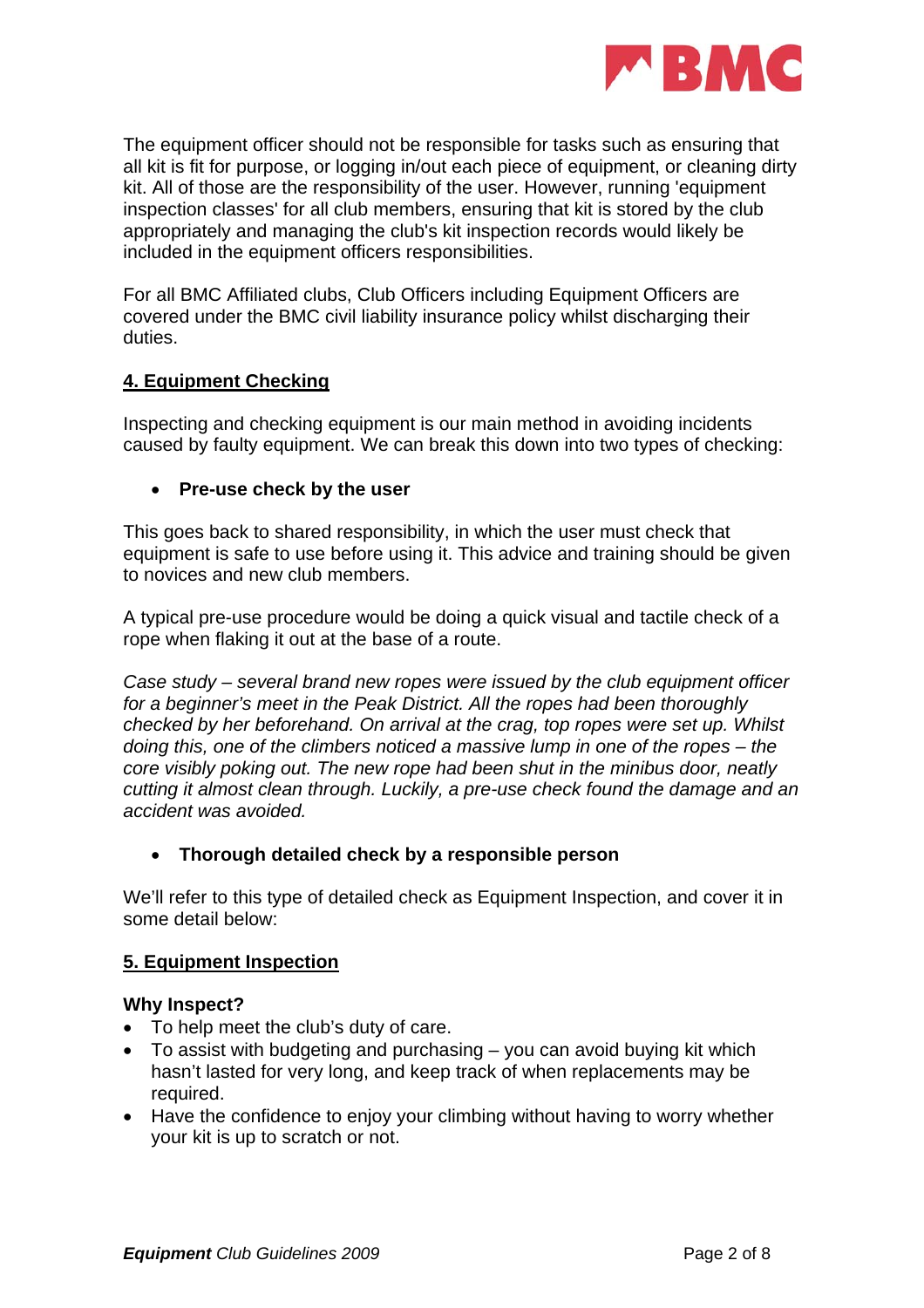The equipment officer should not be responsible for tasks such as ensuring that all kit is fit for purpose, or logging in/out each piece of equipment, or cleaning dirty kit. All of those are the responsibility of the user. However, running 'equipment inspection classes' for all club members, ensuring that kit is stored by the club appropriately and managing the club's kit inspection records would likely be included in the equipment officers responsibilities.

For all BMC Affiliated clubs, Club Officers including Equipment Officers are covered under the BMC civil liability insurance policy whilst discharging their duties.

## 4. Equipment Checking

Inspecting and checking equipment is our main method in avoiding incidents caused by faulty equipment. We can break this down into two types of checking:

- **Pre-use check by the user**

This goes back to shared responsibility, in which the user must check that equipment is safe to use before using it. This advice and training should be given to novices and new club members.

A typical pre-use procedure would be doing a quick visual and tactile check of a rope when flaking it out at the base of a route.

*Case study – several brand new ropes were issued by the club equipment officer for a beginner's meet in the Peak District. All the ropes had been thoroughly checked by her beforehand. On arrival at the crag, top ropes were set up. Whilst doing this, one of the climbers noticed a massive lump in one of the ropes – the core visibly poking out. The new rope had been shut in the minibus door, neatly cutting it almost clean through. Luckily, a pre-use check found the damage and an accident was avoided.*

- **Thorough detailed check by a responsible person**

We'll refer to this type of detailed check as Equipment Inspection, and cover it in some detail below:

## 5. Equipment Inspection

**Why Inspect?**

- To help meet the club's duty of care.
- To assist with budgeting and purchasing – you can avoid buying kit which hasn't lasted for very long, and keep track of when replacements may be required.
- Have the confidence to enjoy your climbing without having to worry whether your kit is up to scratch or not.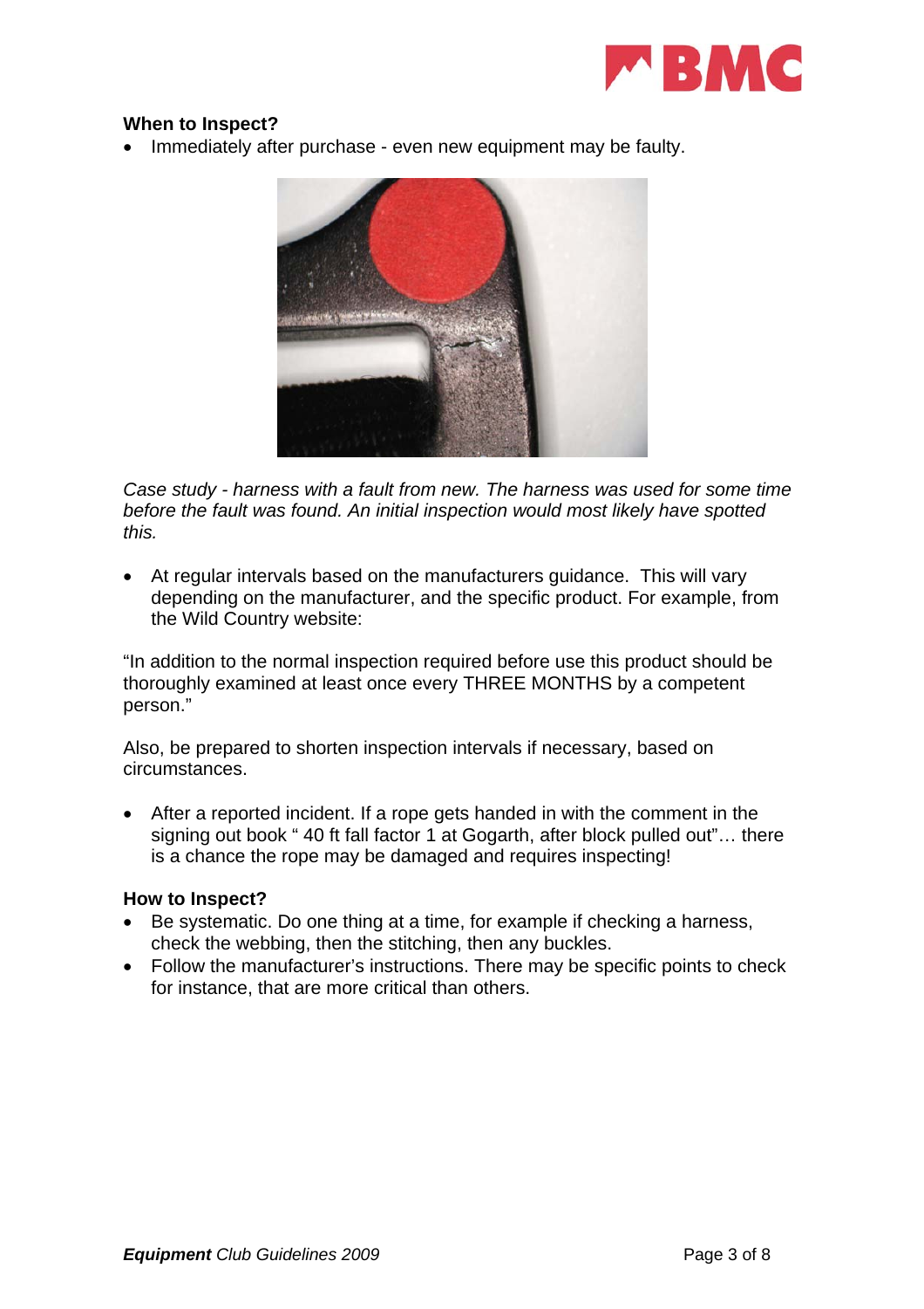**When to Inspect?**

- Immediately after purchase - even new equipment may be faulty.

*Case study - harness with a fault from new. The harness was used for some time before the fault was found. An initial inspection would most likely have spotted this.*

- At regular intervals based on the manufacturers guidance. This will vary depending on the manufacturer, and the specific product. For example, from the Wild Country website:

"In addition to the normal inspection required before use this product should be thoroughly examined at least once every THREE MONTHS by a competent person."

Also, be prepared to shorten inspection intervals if necessary, based on circumstances.

- After a reported incident. If a rope gets handed in with the comment in the signing out book " 40 ft fall factor 1 at Gogarth, after block pulled out"… there is a chance the rope may be damaged and requires inspecting!

**How to Inspect?**

- Be systematic. Do one thing at a time, for example if checking a harness, check the webbing, then the stitching, then any buckles.
- Follow the manufacturer's instructions. There may be specific points to check for instance, that are more critical than others.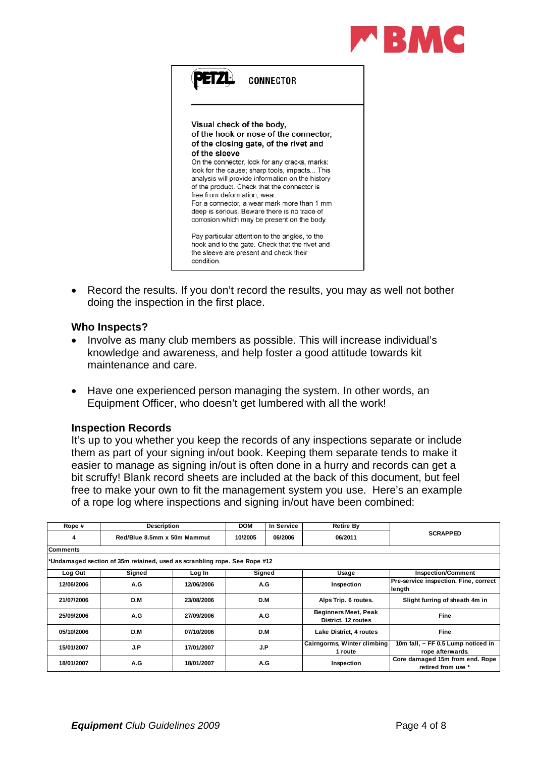**PETZL** CONNECTOR

**Visual check of the body, of the hook or nose of the connector, of the closing gate, of the rivet and of the sleeve**

On the connector, look for any cracks, marks: look for the cause; sharp tools, impacts... This analysis will provide information on the history of the product. Check that the connector is free from deformation, wear.

For a connector, a wear mark more than 1 mm deep is serious. Beware there is no trace of corrosion which may be present on the body.

Pay particular attention to the angles, to the hook and to the gate. Check that the rivet and the sleeve are present and check their condition.

- Record the results. If you don't record the results, you may as well not bother doing the inspection in the first place.

### Who Inspects?

- Involve as many club members as possible. This will increase individual's knowledge and awareness, and help foster a good attitude towards kit maintenance and care.
- Have one experienced person managing the system. In other words, an Equipment Officer, who doesn't get lumbered with all the work!

### Inspection Records

It's up to you whether you keep the records of any inspections separate or include them as part of your signing in/out book. Keeping them separate tends to make it easier to manage as signing in/out is often done in a hurry and records can get a bit scruffy! Blank record sheets are included at the back of this document, but feel free to make your own to fit the management system you use. Here's an example of a rope log where inspections and signing in/out have been combined:

| Rope # | Description | | DOM | In Service | Retire By | |
|---|---|---|---|---|---|---|
| 4 | Red/Blue 8.5mm x 50m Mammut | | 10/2005 | 06/2006 | 06/2011 | SCRAPPED |
| **Comments** | | | | | | |
| *Undamaged section of 35m retained, used as scrambling rope. See Rope #12 | | | | | | |
| **Log Out** | **Signed** | **Log In** | **Signed** | | **Usage** | **Inspection/Comment** |
| 12/06/2006 | A.G | 12/06/2006 | A.G | | Inspection | Pre-service inspection. Fine, correct length |
| 21/07/2006 | D.M | 23/08/2006 | D.M | | Alps Trip. 6 routes. | Slight furring of sheath 4m in |
| 25/09/2006 | A.G | 27/09/2006 | A.G | | Beginners Meet, Peak District. 12 routes | Fine |
| 05/10/2006 | D.M | 07/10/2006 | D.M | | Lake District, 4 routes | Fine |
| 15/01/2007 | J.P | 17/01/2007 | J.P | | Cairngorms, Winter climbing 1 route | 10m fall, ~ FF 0.5 Lump noticed in rope afterwards. |
| 18/01/2007 | A.G | 18/01/2007 | A.G | | Inspection | Core damaged 15m from end. Rope retired from use * |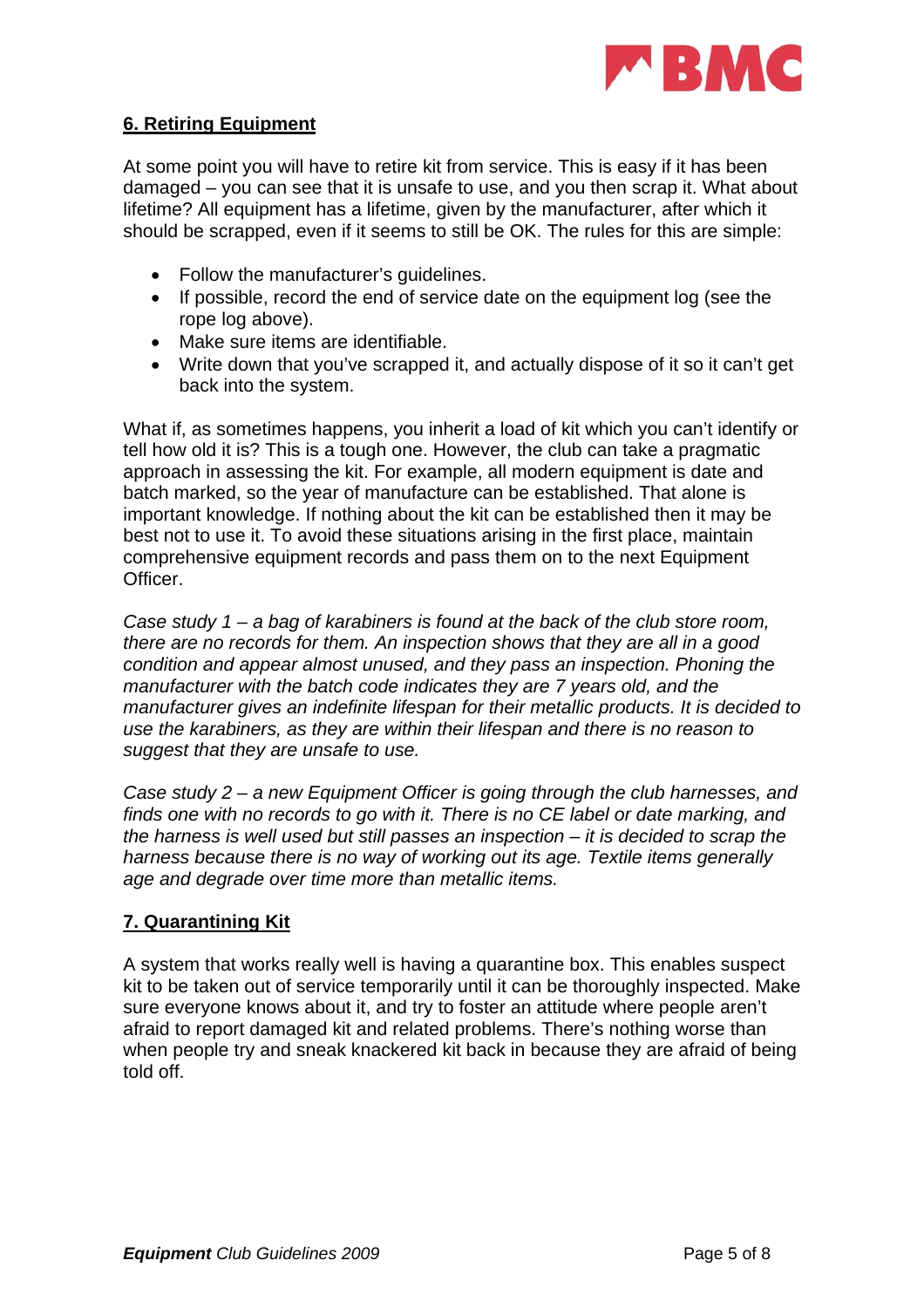## 6. Retiring Equipment

At some point you will have to retire kit from service. This is easy if it has been damaged – you can see that it is unsafe to use, and you then scrap it. What about lifetime? All equipment has a lifetime, given by the manufacturer, after which it should be scrapped, even if it seems to still be OK. The rules for this are simple:

- Follow the manufacturer's guidelines.
- If possible, record the end of service date on the equipment log (see the rope log above).
- Make sure items are identifiable.
- Write down that you've scrapped it, and actually dispose of it so it can't get back into the system.

What if, as sometimes happens, you inherit a load of kit which you can't identify or tell how old it is? This is a tough one. However, the club can take a pragmatic approach in assessing the kit. For example, all modern equipment is date and batch marked, so the year of manufacture can be established. That alone is important knowledge. If nothing about the kit can be established then it may be best not to use it. To avoid these situations arising in the first place, maintain comprehensive equipment records and pass them on to the next Equipment Officer.

*Case study 1 – a bag of karabiners is found at the back of the club store room, there are no records for them. An inspection shows that they are all in a good condition and appear almost unused, and they pass an inspection. Phoning the manufacturer with the batch code indicates they are 7 years old, and the manufacturer gives an indefinite lifespan for their metallic products. It is decided to use the karabiners, as they are within their lifespan and there is no reason to suggest that they are unsafe to use.*

*Case study 2 – a new Equipment Officer is going through the club harnesses, and finds one with no records to go with it. There is no CE label or date marking, and the harness is well used but still passes an inspection – it is decided to scrap the harness because there is no way of working out its age. Textile items generally age and degrade over time more than metallic items.*

## 7. Quarantining Kit

A system that works really well is having a quarantine box. This enables suspect kit to be taken out of service temporarily until it can be thoroughly inspected. Make sure everyone knows about it, and try to foster an attitude where people aren't afraid to report damaged kit and related problems. There's nothing worse than when people try and sneak knackered kit back in because they are afraid of being told off.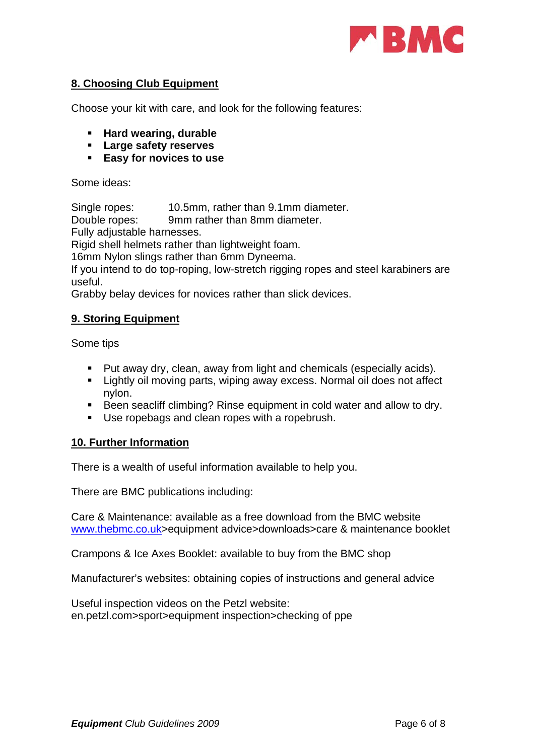## 8. Choosing Club Equipment

Choose your kit with care, and look for the following features:

- **Hard wearing, durable**
- **Large safety reserves**
- **Easy for novices to use**

Some ideas:

Single ropes: 10.5mm, rather than 9.1mm diameter.
Double ropes: 9mm rather than 8mm diameter.
Fully adjustable harnesses.
Rigid shell helmets rather than lightweight foam.
16mm Nylon slings rather than 6mm Dyneema.
If you intend to do top-roping, low-stretch rigging ropes and steel karabiners are useful.
Grabby belay devices for novices rather than slick devices.

## 9. Storing Equipment

Some tips

- Put away dry, clean, away from light and chemicals (especially acids).
- Lightly oil moving parts, wiping away excess. Normal oil does not affect nylon.
- Been seacliff climbing? Rinse equipment in cold water and allow to dry.
- Use ropebags and clean ropes with a ropebrush.

## 10. Further Information

There is a wealth of useful information available to help you.

There are BMC publications including:

Care & Maintenance: available as a free download from the BMC website www.thebmc.co.uk>equipment advice>downloads>care & maintenance booklet

Crampons & Ice Axes Booklet: available to buy from the BMC shop

Manufacturer's websites: obtaining copies of instructions and general advice

Useful inspection videos on the Petzl website:
en.petzl.com>sport>equipment inspection>checking of ppe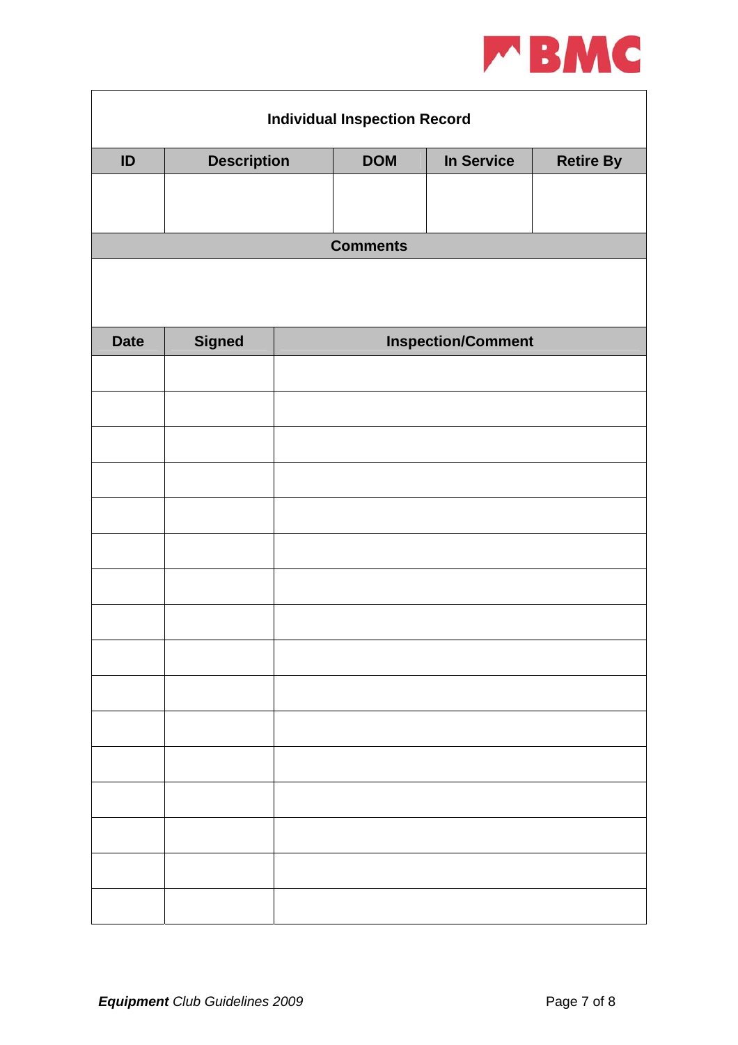## Individual Inspection Record

| ID | Description | DOM | In Service | Retire By |
|---|---|---|---|---|
| | | | | |

**Comments**

| Date | Signed | Inspection/Comment |
|---|---|---|
| | | |
| | | |
| | | |
| | | |
| | | |
| | | |
| | | |
| | | |
| | | |
| | | |
| | | |
| | | |
| | | |
| | | |
| | | |
| | | |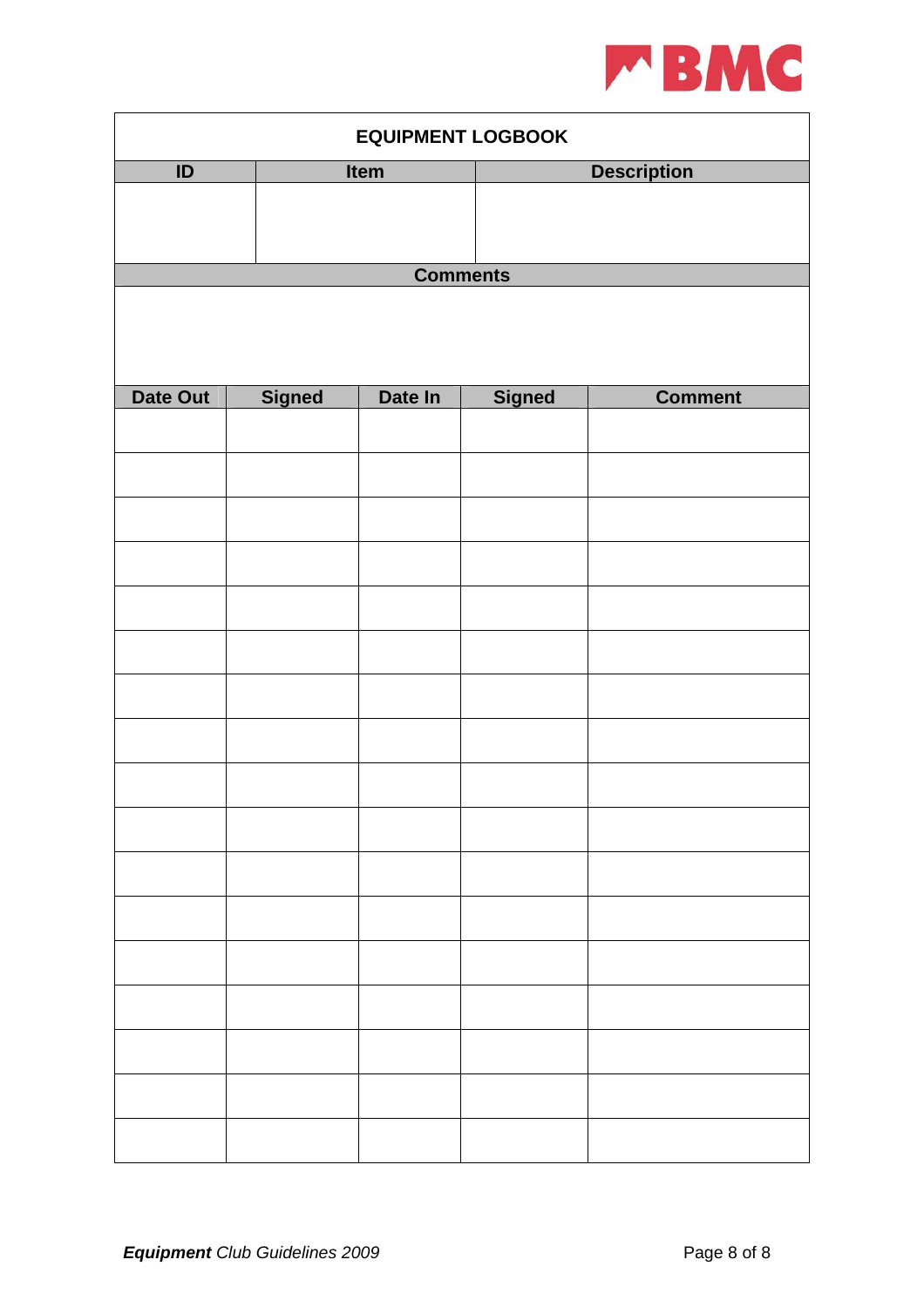## EQUIPMENT LOGBOOK

| ID | Item | Description |
|---|---|---|
| | | |

| Comments |
|---|
| |

| Date Out | Signed | Date In | Signed | Comment |
|---|---|---|---|---|
| | | | | |
| | | | | |
| | | | | |
| | | | | |
| | | | | |
| | | | | |
| | | | | |
| | | | | |
| | | | | |
| | | | | |
| | | | | |
| | | | | |
| | | | | |
| | | | | |
| | | | | |
| | | | | |
| | | | | |